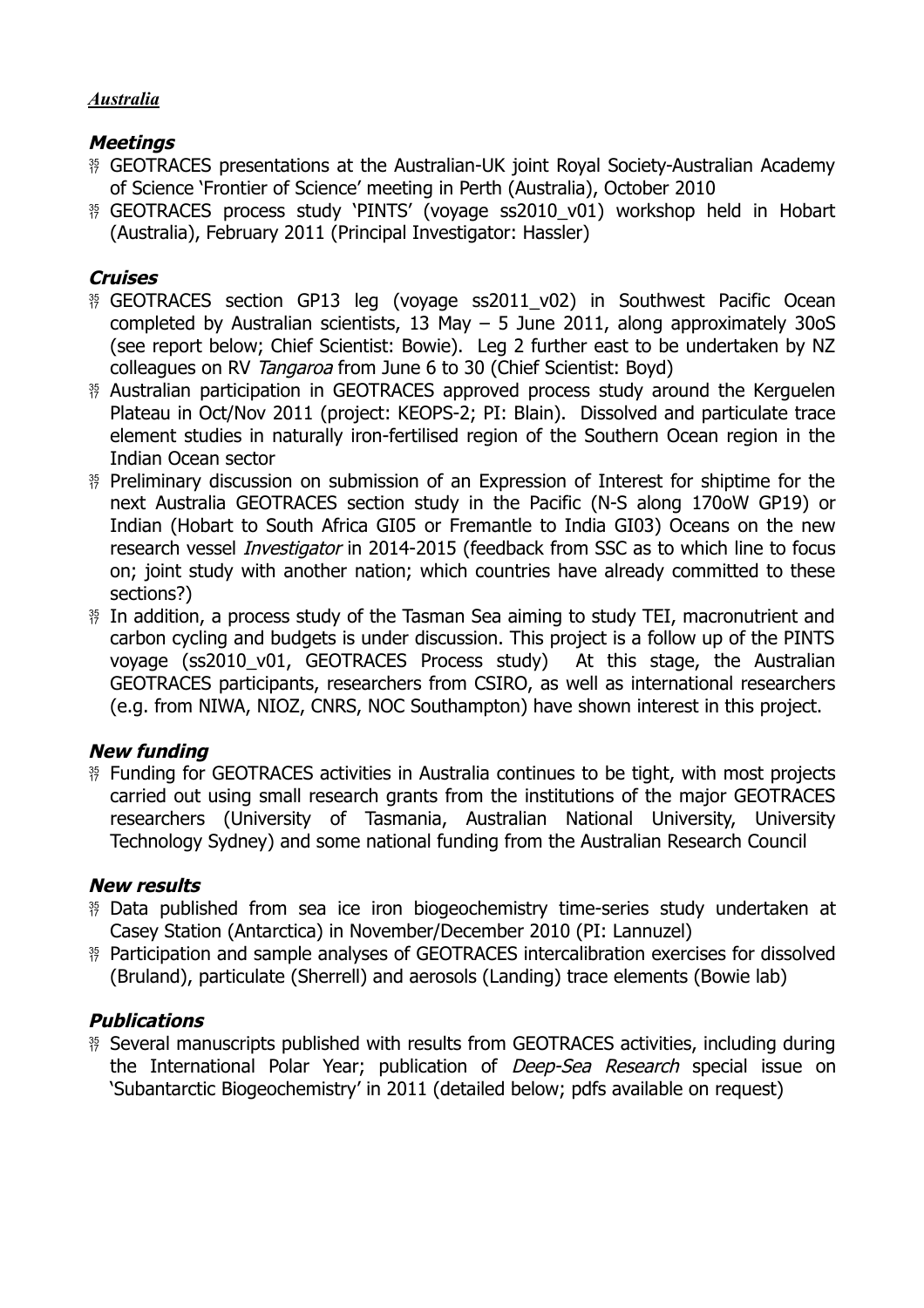## *Australia*

### *Meetings*

- GEOTRACES presentations at the Australian-UK joint Royal Society-Australian Academy of Science 'Frontier of Science' meeting in Perth (Australia), October 2010
- GEOTRACES process study 'PINTS' (voyage ss2010_v01) workshop held in Hobart (Australia), February 2011 (Principal Investigator: Hassler)

### *Cruises*

- GEOTRACES section GP13 leg (voyage ss2011_v02) in Southwest Pacific Ocean completed by Australian scientists, 13 May – 5 June 2011, along approximately 30oS (see report below; Chief Scientist: Bowie). Leg 2 further east to be undertaken by NZ colleagues on RV *Tangaroa* from June 6 to 30 (Chief Scientist: Boyd)
- Australian participation in GEOTRACES approved process study around the Kerguelen Plateau in Oct/Nov 2011 (project: KEOPS-2; PI: Blain). Dissolved and particulate trace element studies in naturally iron-fertilised region of the Southern Ocean region in the Indian Ocean sector
- Preliminary discussion on submission of an Expression of Interest for shiptime for the next Australia GEOTRACES section study in the Pacific (N-S along 170oW GP19) or Indian (Hobart to South Africa GI05 or Fremantle to India GI03) Oceans on the new research vessel *Investigator* in 2014-2015 (feedback from SSC as to which line to focus on; joint study with another nation; which countries have already committed to these sections?)
- In addition, a process study of the Tasman Sea aiming to study TEI, macronutrient and carbon cycling and budgets is under discussion. This project is a follow up of the PINTS voyage (ss2010_v01, GEOTRACES Process study) At this stage, the Australian GEOTRACES participants, researchers from CSIRO, as well as international researchers (e.g. from NIWA, NIOZ, CNRS, NOC Southampton) have shown interest in this project.

### *New funding*

- Funding for GEOTRACES activities in Australia continues to be tight, with most projects carried out using small research grants from the institutions of the major GEOTRACES researchers (University of Tasmania, Australian National University, University Technology Sydney) and some national funding from the Australian Research Council

### *New results*

- Data published from sea ice iron biogeochemistry time-series study undertaken at Casey Station (Antarctica) in November/December 2010 (PI: Lannuzel)
- Participation and sample analyses of GEOTRACES intercalibration exercises for dissolved (Bruland), particulate (Sherrell) and aerosols (Landing) trace elements (Bowie lab)

### *Publications*

- Several manuscripts published with results from GEOTRACES activities, including during the International Polar Year; publication of *Deep-Sea Research* special issue on 'Subantarctic Biogeochemistry' in 2011 (detailed below; pdfs available on request)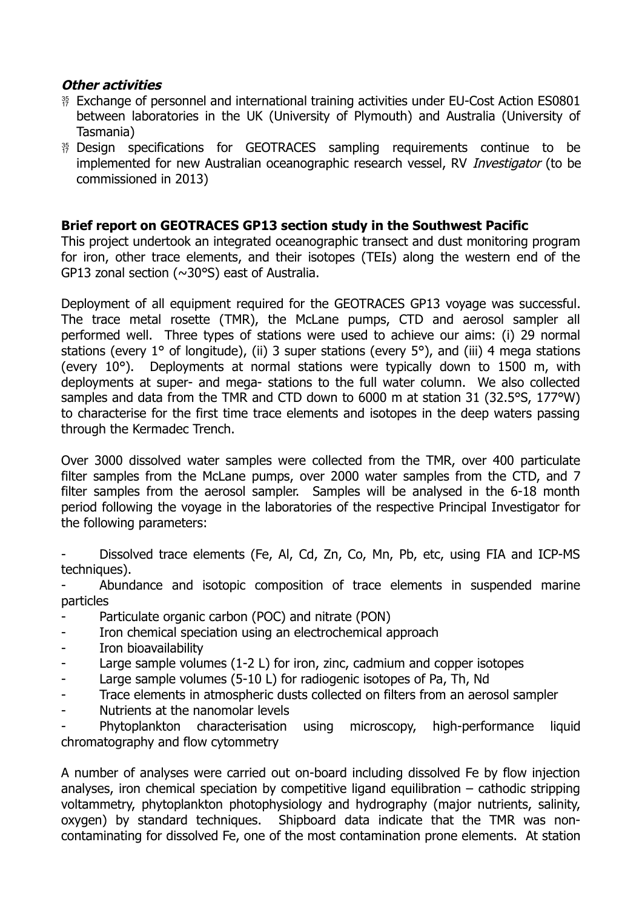***Other activities***

- Exchange of personnel and international training activities under EU-Cost Action ES0801 between laboratories in the UK (University of Plymouth) and Australia (University of Tasmania)
- Design specifications for GEOTRACES sampling requirements continue to be implemented for new Australian oceanographic research vessel, RV *Investigator* (to be commissioned in 2013)

**Brief report on GEOTRACES GP13 section study in the Southwest Pacific**

This project undertook an integrated oceanographic transect and dust monitoring program for iron, other trace elements, and their isotopes (TEIs) along the western end of the GP13 zonal section (~30°S) east of Australia.

Deployment of all equipment required for the GEOTRACES GP13 voyage was successful. The trace metal rosette (TMR), the McLane pumps, CTD and aerosol sampler all performed well. Three types of stations were used to achieve our aims: (i) 29 normal stations (every 1° of longitude), (ii) 3 super stations (every 5°), and (iii) 4 mega stations (every 10°). Deployments at normal stations were typically down to 1500 m, with deployments at super- and mega- stations to the full water column. We also collected samples and data from the TMR and CTD down to 6000 m at station 31 (32.5°S, 177°W) to characterise for the first time trace elements and isotopes in the deep waters passing through the Kermadec Trench.

Over 3000 dissolved water samples were collected from the TMR, over 400 particulate filter samples from the McLane pumps, over 2000 water samples from the CTD, and 7 filter samples from the aerosol sampler. Samples will be analysed in the 6-18 month period following the voyage in the laboratories of the respective Principal Investigator for the following parameters:

- Dissolved trace elements (Fe, Al, Cd, Zn, Co, Mn, Pb, etc, using FIA and ICP-MS techniques).
- Abundance and isotopic composition of trace elements in suspended marine particles
- Particulate organic carbon (POC) and nitrate (PON)
- Iron chemical speciation using an electrochemical approach
- Iron bioavailability
- Large sample volumes (1-2 L) for iron, zinc, cadmium and copper isotopes
- Large sample volumes (5-10 L) for radiogenic isotopes of Pa, Th, Nd
- Trace elements in atmospheric dusts collected on filters from an aerosol sampler
- Nutrients at the nanomolar levels
- Phytoplankton characterisation using microscopy, high-performance liquid chromatography and flow cytommetry

A number of analyses were carried out on-board including dissolved Fe by flow injection analyses, iron chemical speciation by competitive ligand equilibration – cathodic stripping voltammetry, phytoplankton photophysiology and hydrography (major nutrients, salinity, oxygen) by standard techniques. Shipboard data indicate that the TMR was non-contaminating for dissolved Fe, one of the most contamination prone elements. At station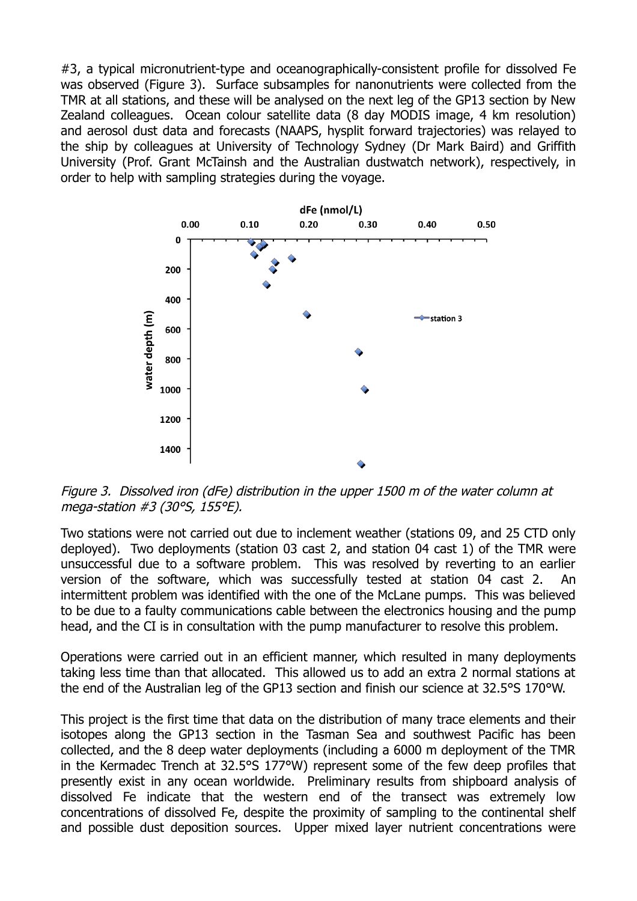#3, a typical micronutrient-type and oceanographically-consistent profile for dissolved Fe was observed (Figure 3). Surface subsamples for nanonutrients were collected from the TMR at all stations, and these will be analysed on the next leg of the GP13 section by New Zealand colleagues. Ocean colour satellite data (8 day MODIS image, 4 km resolution) and aerosol dust data and forecasts (NAAPS, hysplit forward trajectories) was relayed to the ship by colleagues at University of Technology Sydney (Dr Mark Baird) and Griffith University (Prof. Grant McTainsh and the Australian dustwatch network), respectively, in order to help with sampling strategies during the voyage.

*Figure 3. Dissolved iron (dFe) distribution in the upper 1500 m of the water column at mega-station #3 (30°S, 155°E).*

Two stations were not carried out due to inclement weather (stations 09, and 25 CTD only deployed). Two deployments (station 03 cast 2, and station 04 cast 1) of the TMR were unsuccessful due to a software problem. This was resolved by reverting to an earlier version of the software, which was successfully tested at station 04 cast 2. An intermittent problem was identified with the one of the McLane pumps. This was believed to be due to a faulty communications cable between the electronics housing and the pump head, and the CI is in consultation with the pump manufacturer to resolve this problem.

Operations were carried out in an efficient manner, which resulted in many deployments taking less time than that allocated. This allowed us to add an extra 2 normal stations at the end of the Australian leg of the GP13 section and finish our science at 32.5°S 170°W.

This project is the first time that data on the distribution of many trace elements and their isotopes along the GP13 section in the Tasman Sea and southwest Pacific has been collected, and the 8 deep water deployments (including a 6000 m deployment of the TMR in the Kermadec Trench at 32.5°S 177°W) represent some of the few deep profiles that presently exist in any ocean worldwide. Preliminary results from shipboard analysis of dissolved Fe indicate that the western end of the transect was extremely low concentrations of dissolved Fe, despite the proximity of sampling to the continental shelf and possible dust deposition sources. Upper mixed layer nutrient concentrations were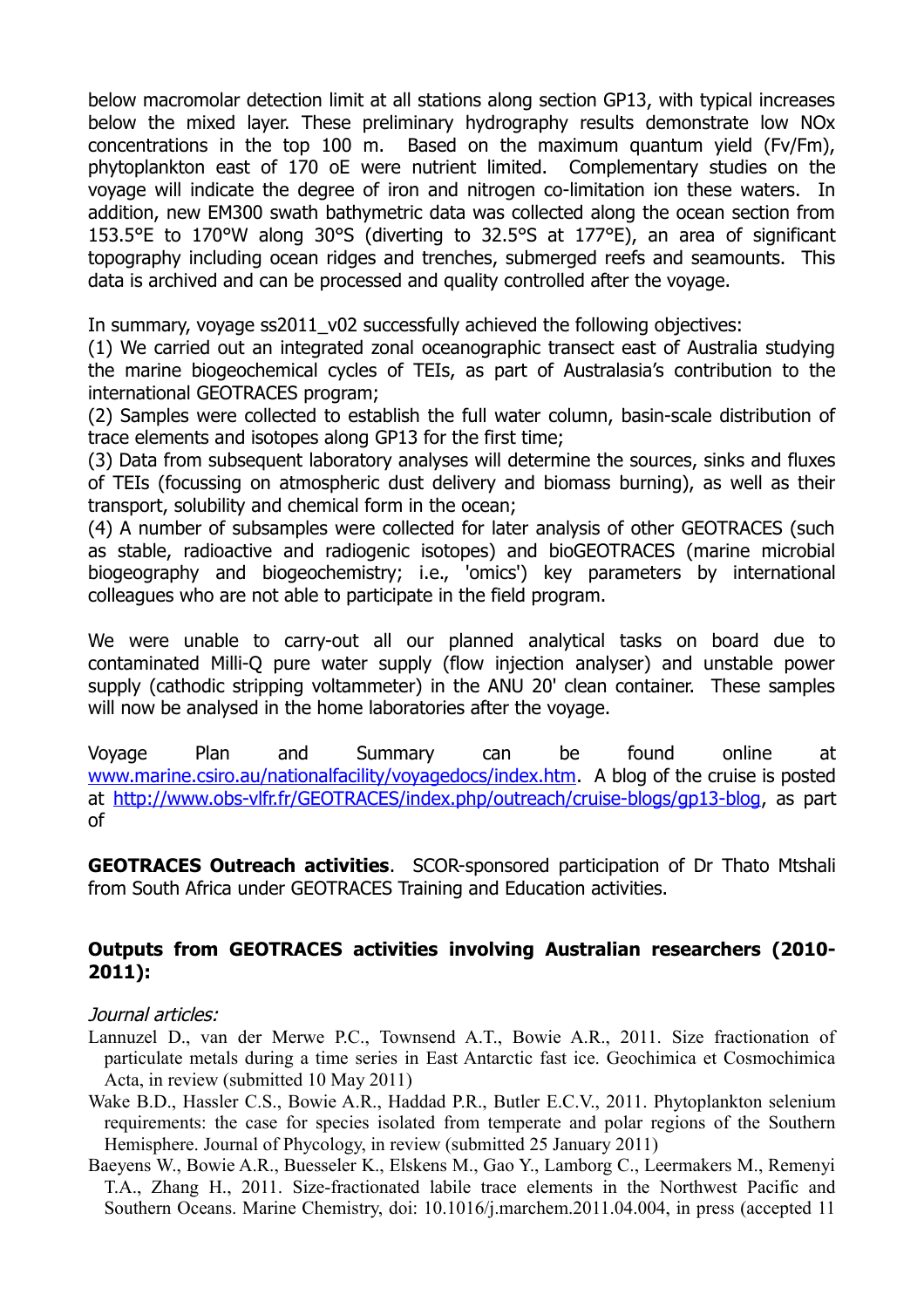below macromolar detection limit at all stations along section GP13, with typical increases below the mixed layer. These preliminary hydrography results demonstrate low NOx concentrations in the top 100 m. Based on the maximum quantum yield (Fv/Fm), phytoplankton east of 170 oE were nutrient limited. Complementary studies on the voyage will indicate the degree of iron and nitrogen co-limitation ion these waters. In addition, new EM300 swath bathymetric data was collected along the ocean section from 153.5°E to 170°W along 30°S (diverting to 32.5°S at 177°E), an area of significant topography including ocean ridges and trenches, submerged reefs and seamounts. This data is archived and can be processed and quality controlled after the voyage.

In summary, voyage ss2011_v02 successfully achieved the following objectives:
(1) We carried out an integrated zonal oceanographic transect east of Australia studying the marine biogeochemical cycles of TEIs, as part of Australasia's contribution to the international GEOTRACES program;
(2) Samples were collected to establish the full water column, basin-scale distribution of trace elements and isotopes along GP13 for the first time;
(3) Data from subsequent laboratory analyses will determine the sources, sinks and fluxes of TEIs (focussing on atmospheric dust delivery and biomass burning), as well as their transport, solubility and chemical form in the ocean;
(4) A number of subsamples were collected for later analysis of other GEOTRACES (such as stable, radioactive and radiogenic isotopes) and bioGEOTRACES (marine microbial biogeography and biogeochemistry; i.e., 'omics') key parameters by international colleagues who are not able to participate in the field program.

We were unable to carry-out all our planned analytical tasks on board due to contaminated Milli-Q pure water supply (flow injection analyser) and unstable power supply (cathodic stripping voltammeter) in the ANU 20' clean container. These samples will now be analysed in the home laboratories after the voyage.

Voyage Plan and Summary can be found online at www.marine.csiro.au/nationalfacility/voyagedocs/index.htm. A blog of the cruise is posted at http://www.obs-vlfr.fr/GEOTRACES/index.php/outreach/cruise-blogs/gp13-blog, as part of

**GEOTRACES Outreach activities**. SCOR-sponsored participation of Dr Thato Mtshali from South Africa under GEOTRACES Training and Education activities.

**Outputs from GEOTRACES activities involving Australian researchers (2010-2011):**

*Journal articles:*

Lannuzel D., van der Merwe P.C., Townsend A.T., Bowie A.R., 2011. Size fractionation of particulate metals during a time series in East Antarctic fast ice. Geochimica et Cosmochimica Acta, in review (submitted 10 May 2011)

Wake B.D., Hassler C.S., Bowie A.R., Haddad P.R., Butler E.C.V., 2011. Phytoplankton selenium requirements: the case for species isolated from temperate and polar regions of the Southern Hemisphere. Journal of Phycology, in review (submitted 25 January 2011)

Baeyens W., Bowie A.R., Buesseler K., Elskens M., Gao Y., Lamborg C., Leermakers M., Remenyi T.A., Zhang H., 2011. Size-fractionated labile trace elements in the Northwest Pacific and Southern Oceans. Marine Chemistry, doi: 10.1016/j.marchem.2011.04.004, in press (accepted 11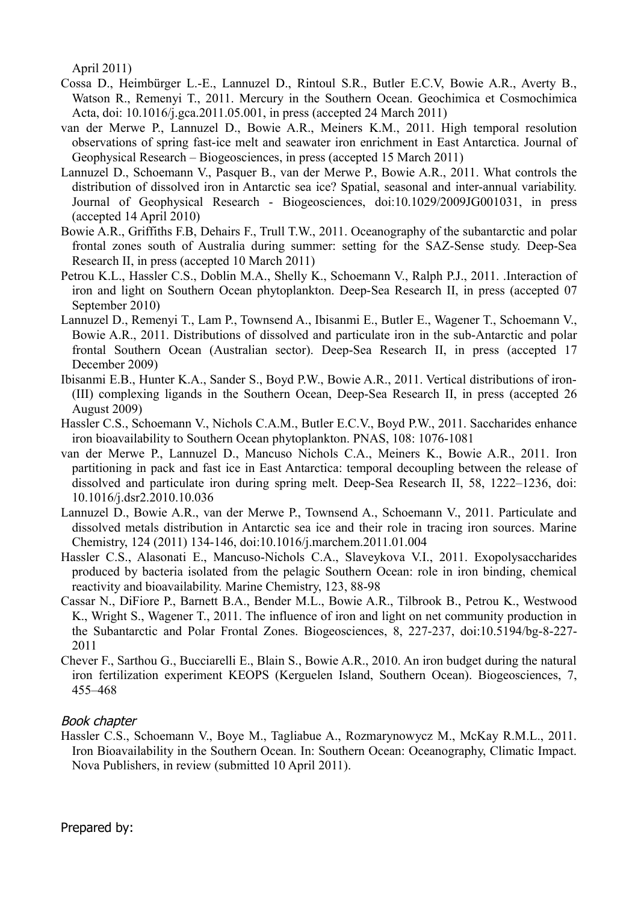April 2011)

Cossa D., Heimbürger L.-E., Lannuzel D., Rintoul S.R., Butler E.C.V, Bowie A.R., Averty B., Watson R., Remenyi T., 2011. Mercury in the Southern Ocean. Geochimica et Cosmochimica Acta, doi: 10.1016/j.gca.2011.05.001, in press (accepted 24 March 2011)

van der Merwe P., Lannuzel D., Bowie A.R., Meiners K.M., 2011. High temporal resolution observations of spring fast-ice melt and seawater iron enrichment in East Antarctica. Journal of Geophysical Research – Biogeosciences, in press (accepted 15 March 2011)

Lannuzel D., Schoemann V., Pasquer B., van der Merwe P., Bowie A.R., 2011. What controls the distribution of dissolved iron in Antarctic sea ice? Spatial, seasonal and inter-annual variability. Journal of Geophysical Research - Biogeosciences, doi:10.1029/2009JG001031, in press (accepted 14 April 2010)

Bowie A.R., Griffiths F.B, Dehairs F., Trull T.W., 2011. Oceanography of the subantarctic and polar frontal zones south of Australia during summer: setting for the SAZ-Sense study. Deep-Sea Research II, in press (accepted 10 March 2011)

Petrou K.L., Hassler C.S., Doblin M.A., Shelly K., Schoemann V., Ralph P.J., 2011. .Interaction of iron and light on Southern Ocean phytoplankton. Deep-Sea Research II, in press (accepted 07 September 2010)

Lannuzel D., Remenyi T., Lam P., Townsend A., Ibisanmi E., Butler E., Wagener T., Schoemann V., Bowie A.R., 2011. Distributions of dissolved and particulate iron in the sub-Antarctic and polar frontal Southern Ocean (Australian sector). Deep-Sea Research II, in press (accepted 17 December 2009)

Ibisanmi E.B., Hunter K.A., Sander S., Boyd P.W., Bowie A.R., 2011. Vertical distributions of iron-(III) complexing ligands in the Southern Ocean, Deep-Sea Research II, in press (accepted 26 August 2009)

Hassler C.S., Schoemann V., Nichols C.A.M., Butler E.C.V., Boyd P.W., 2011. Saccharides enhance iron bioavailability to Southern Ocean phytoplankton. PNAS, 108: 1076-1081

van der Merwe P., Lannuzel D., Mancuso Nichols C.A., Meiners K., Bowie A.R., 2011. Iron partitioning in pack and fast ice in East Antarctica: temporal decoupling between the release of dissolved and particulate iron during spring melt. Deep-Sea Research II, 58, 1222–1236, doi: 10.1016/j.dsr2.2010.10.036

Lannuzel D., Bowie A.R., van der Merwe P., Townsend A., Schoemann V., 2011. Particulate and dissolved metals distribution in Antarctic sea ice and their role in tracing iron sources. Marine Chemistry, 124 (2011) 134-146, doi:10.1016/j.marchem.2011.01.004

Hassler C.S., Alasonati E., Mancuso-Nichols C.A., Slaveykova V.I., 2011. Exopolysaccharides produced by bacteria isolated from the pelagic Southern Ocean: role in iron binding, chemical reactivity and bioavailability. Marine Chemistry, 123, 88-98

Cassar N., DiFiore P., Barnett B.A., Bender M.L., Bowie A.R., Tilbrook B., Petrou K., Westwood K., Wright S., Wagener T., 2011. The influence of iron and light on net community production in the Subantarctic and Polar Frontal Zones. Biogeosciences, 8, 227-237, doi:10.5194/bg-8-227-2011

Chever F., Sarthou G., Bucciarelli E., Blain S., Bowie A.R., 2010. An iron budget during the natural iron fertilization experiment KEOPS (Kerguelen Island, Southern Ocean). Biogeosciences, 7, 455–468

*Book chapter*

Hassler C.S., Schoemann V., Boye M., Tagliabue A., Rozmarynowycz M., McKay R.M.L., 2011. Iron Bioavailability in the Southern Ocean. In: Southern Ocean: Oceanography, Climatic Impact. Nova Publishers, in review (submitted 10 April 2011).

Prepared by: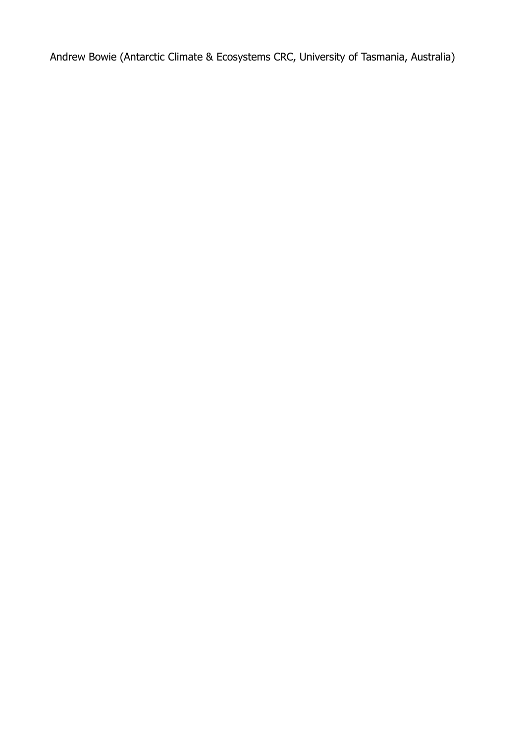Andrew Bowie (Antarctic Climate & Ecosystems CRC, University of Tasmania, Australia)